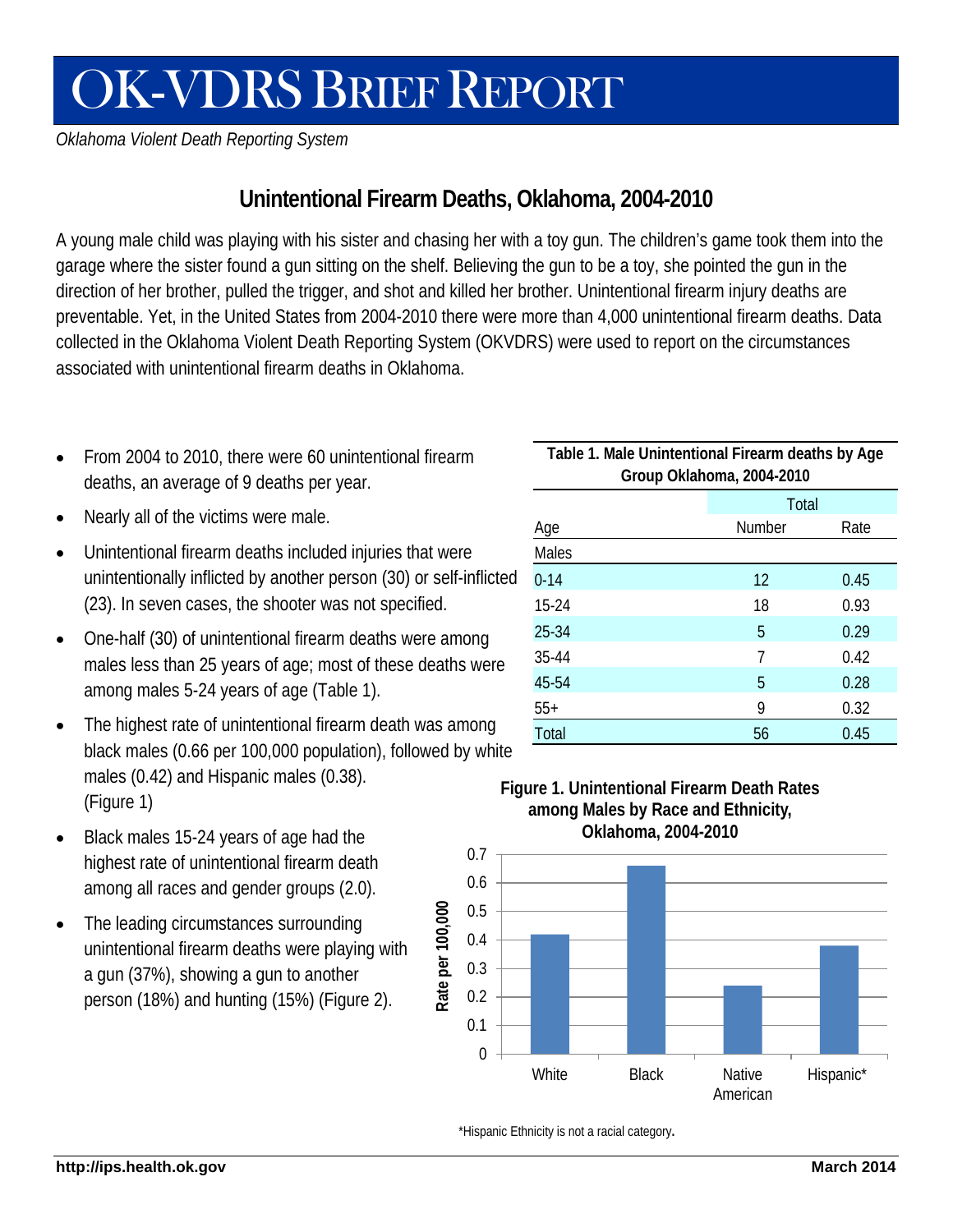# OK-VDRS BRIEF REPORT

*Oklahoma Violent Death Reporting System*

## Unintentional Firearm Deaths, Oklahoma, 2004-2010

A young male child was playing with his sister and chasing her with a toy gun. The children's game took them into the garage where the sister found a gun sitting on the shelf. Believing the gun to be a toy, she pointed the gun in the direction of her brother, pulled the trigger, and shot and killed her brother. Unintentional firearm injury deaths are preventable. Yet, in the United States from 2004-2010 there were more than 4,000 unintentional firearm deaths. Data collected in the Oklahoma Violent Death Reporting System (OKVDRS) were used to report on the circumstances associated with unintentional firearm deaths in Oklahoma.

- From 2004 to 2010, there were 60 unintentional firearm deaths, an average of 9 deaths per year.
- Nearly all of the victims were male.
- Unintentional firearm deaths included injuries that were unintentionally inflicted by another person (30) or self-inflicted (23). In seven cases, the shooter was not specified.
- One-half (30) of unintentional firearm deaths were among males less than 25 years of age; most of these deaths were among males 5-24 years of age (Table 1).
- The highest rate of unintentional firearm death was among black males (0.66 per 100,000 population), followed by white males (0.42) and Hispanic males (0.38). (Figure 1)
- Black males 15-24 years of age had the highest rate of unintentional firearm death among all races and gender groups (2.0).
- The leading circumstances surrounding unintentional firearm deaths were playing with a gun (37%), showing a gun to another person (18%) and hunting (15%) (Figure 2).

**Table 1. Male Unintentional Firearm deaths by Age Group Oklahoma, 2004-2010**

| | Total | |
|---|---|---|
| Age | Number | Rate |
| Males | | |
| 0-14 | 12 | 0.45 |
| 15-24 | 18 | 0.93 |
| 25-34 | 5 | 0.29 |
| 35-44 | 7 | 0.42 |
| 45-54 | 5 | 0.28 |
| 55+ | 9 | 0.32 |
| Total | 56 | 0.45 |

**Figure 1. Unintentional Firearm Death Rates among Males by Race and Ethnicity, Oklahoma, 2004-2010**

| Race/Ethnicity | Rate per 100,000 |
|---|---|
| White | 0.42 |
| Black | 0.66 |
| Native American | 0.24 |
| Hispanic* | 0.38 |

*Hispanic Ethnicity is not a racial category.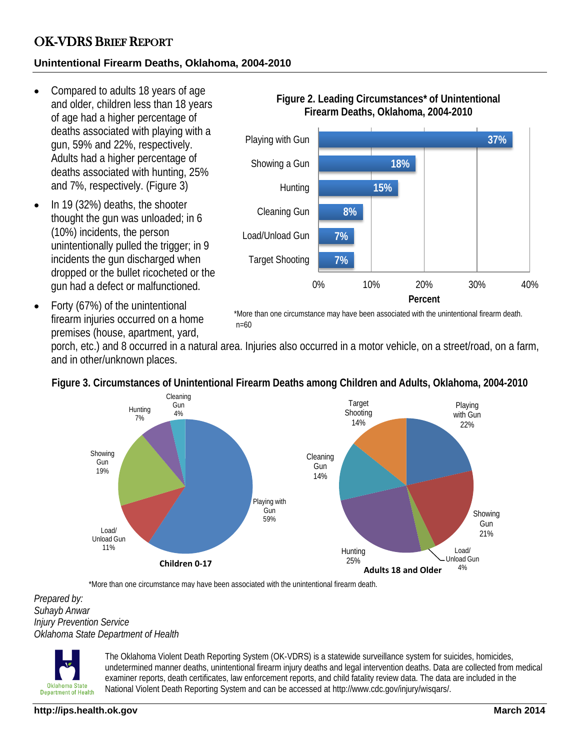# OK-VDRS Brief Report

## Unintentional Firearm Deaths, Oklahoma, 2004-2010

- Compared to adults 18 years of age and older, children less than 18 years of age had a higher percentage of deaths associated with playing with a gun, 59% and 22%, respectively. Adults had a higher percentage of deaths associated with hunting, 25% and 7%, respectively. (Figure 3)
- In 19 (32%) deaths, the shooter thought the gun was unloaded; in 6 (10%) incidents, the person unintentionally pulled the trigger; in 9 incidents the gun discharged when dropped or the bullet ricocheted or the gun had a defect or malfunctioned.
- Forty (67%) of the unintentional firearm injuries occurred on a home premises (house, apartment, yard, porch, etc.) and 8 occurred in a natural area. Injuries also occurred in a motor vehicle, on a street/road, on a farm, and in other/unknown places.

**Figure 2. Leading Circumstances* of Unintentional Firearm Deaths, Oklahoma, 2004-2010**

Playing with Gun 37%
Showing a Gun 18%
Hunting 15%
Cleaning Gun 8%
Load/Unload Gun 7%
Target Shooting 7%

0% 10% 20% 30% 40%
Percent

*More than one circumstance may have been associated with the unintentional firearm death.
n=60

**Figure 3. Circumstances of Unintentional Firearm Deaths among Children and Adults, Oklahoma, 2004-2010**

Children 0-17
Playing with Gun 59%
Showing Gun 19%
Load/Unload Gun 11%
Hunting 7%
Cleaning Gun 4%

Adults 18 and Older
Playing with Gun 22%
Showing Gun 21%
Load/Unload Gun 4%
Hunting 25%
Cleaning Gun 14%
Target Shooting 14%

*More than one circumstance may have been associated with the unintentional firearm death.

*Prepared by:*
*Suhayb Anwar*
*Injury Prevention Service*
*Oklahoma State Department of Health*

Oklahoma State Department of Health

The Oklahoma Violent Death Reporting System (OK-VDRS) is a statewide surveillance system for suicides, homicides, undetermined manner deaths, unintentional firearm injury deaths and legal intervention deaths. Data are collected from medical examiner reports, death certificates, law enforcement reports, and child fatality review data. The data are included in the National Violent Death Reporting System and can be accessed at http://www.cdc.gov/injury/wisqars/.

http://ips.health.ok.gov    March 2014